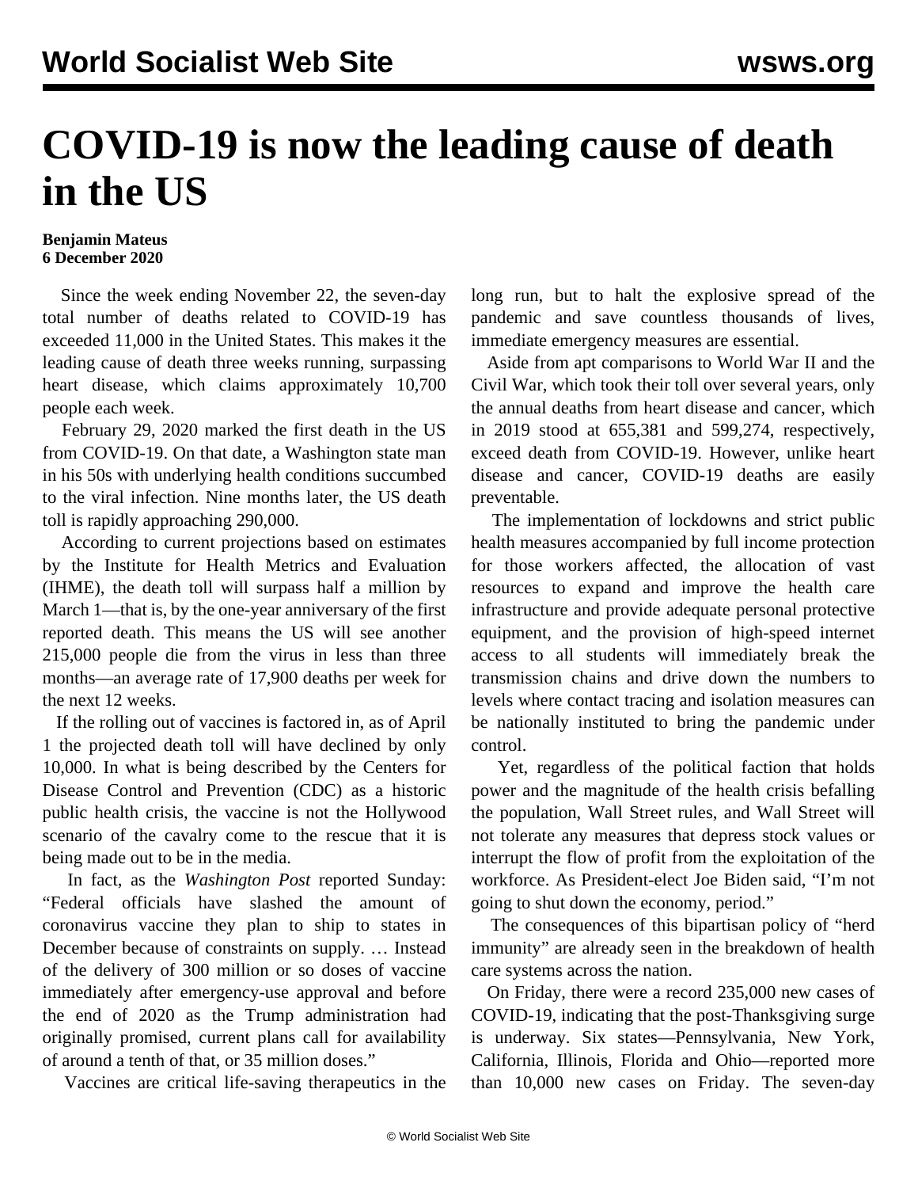# COVID-19 is now the leading cause of death in the US

**Benjamin Mateus**
**6 December 2020**

Since the week ending November 22, the seven-day total number of deaths related to COVID-19 has exceeded 11,000 in the United States. This makes it the leading cause of death three weeks running, surpassing heart disease, which claims approximately 10,700 people each week.

February 29, 2020 marked the first death in the US from COVID-19. On that date, a Washington state man in his 50s with underlying health conditions succumbed to the viral infection. Nine months later, the US death toll is rapidly approaching 290,000.

According to current projections based on estimates by the Institute for Health Metrics and Evaluation (IHME), the death toll will surpass half a million by March 1—that is, by the one-year anniversary of the first reported death. This means the US will see another 215,000 people die from the virus in less than three months—an average rate of 17,900 deaths per week for the next 12 weeks.

If the rolling out of vaccines is factored in, as of April 1 the projected death toll will have declined by only 10,000. In what is being described by the Centers for Disease Control and Prevention (CDC) as a historic public health crisis, the vaccine is not the Hollywood scenario of the cavalry come to the rescue that it is being made out to be in the media.

In fact, as the *Washington Post* reported Sunday: "Federal officials have slashed the amount of coronavirus vaccine they plan to ship to states in December because of constraints on supply. … Instead of the delivery of 300 million or so doses of vaccine immediately after emergency-use approval and before the end of 2020 as the Trump administration had originally promised, current plans call for availability of around a tenth of that, or 35 million doses."

Vaccines are critical life-saving therapeutics in the long run, but to halt the explosive spread of the pandemic and save countless thousands of lives, immediate emergency measures are essential.

Aside from apt comparisons to World War II and the Civil War, which took their toll over several years, only the annual deaths from heart disease and cancer, which in 2019 stood at 655,381 and 599,274, respectively, exceed death from COVID-19. However, unlike heart disease and cancer, COVID-19 deaths are easily preventable.

The implementation of lockdowns and strict public health measures accompanied by full income protection for those workers affected, the allocation of vast resources to expand and improve the health care infrastructure and provide adequate personal protective equipment, and the provision of high-speed internet access to all students will immediately break the transmission chains and drive down the numbers to levels where contact tracing and isolation measures can be nationally instituted to bring the pandemic under control.

Yet, regardless of the political faction that holds power and the magnitude of the health crisis befalling the population, Wall Street rules, and Wall Street will not tolerate any measures that depress stock values or interrupt the flow of profit from the exploitation of the workforce. As President-elect Joe Biden said, "I'm not going to shut down the economy, period."

The consequences of this bipartisan policy of "herd immunity" are already seen in the breakdown of health care systems across the nation.

On Friday, there were a record 235,000 new cases of COVID-19, indicating that the post-Thanksgiving surge is underway. Six states—Pennsylvania, New York, California, Illinois, Florida and Ohio—reported more than 10,000 new cases on Friday. The seven-day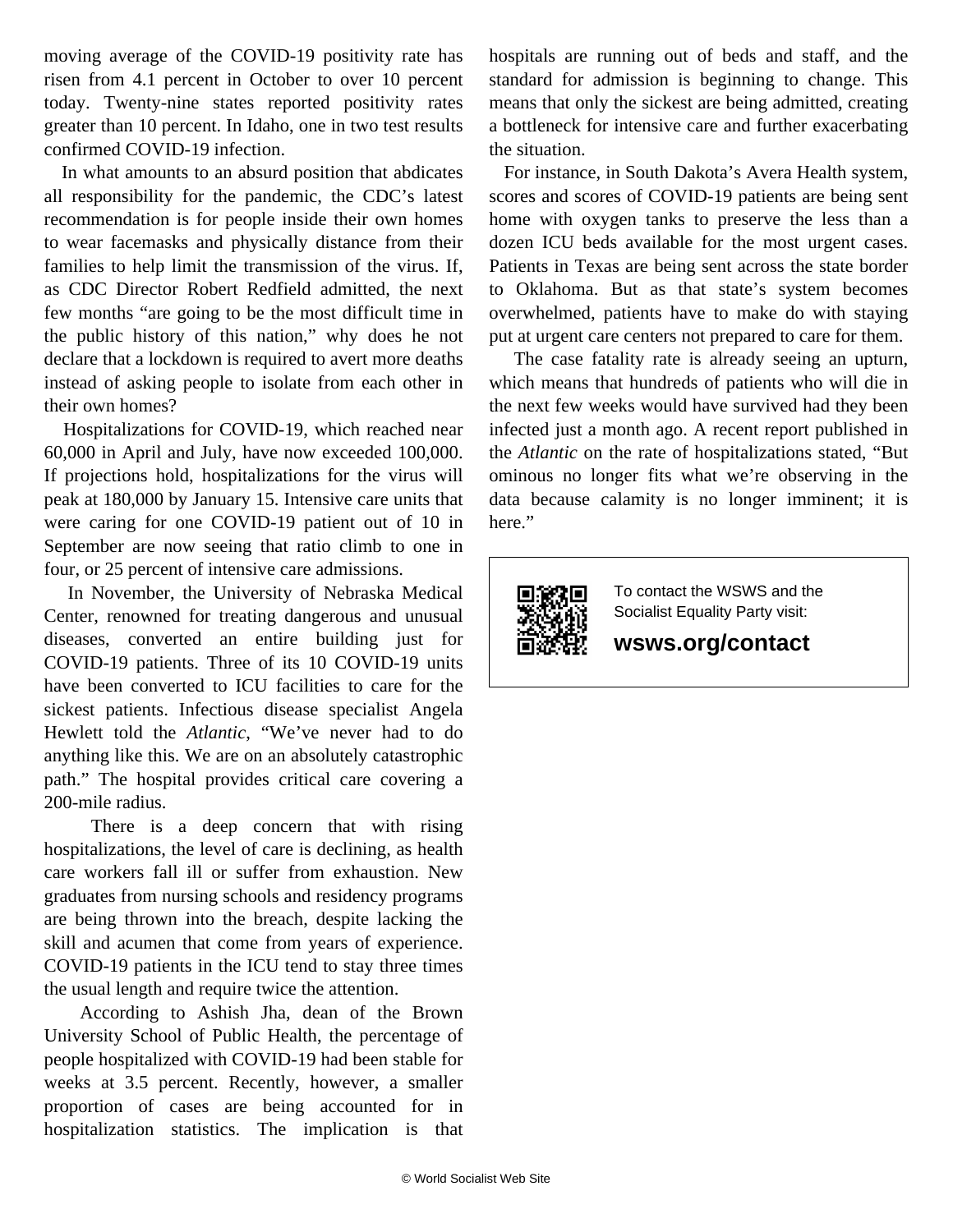moving average of the COVID-19 positivity rate has risen from 4.1 percent in October to over 10 percent today. Twenty-nine states reported positivity rates greater than 10 percent. In Idaho, one in two test results confirmed COVID-19 infection.

In what amounts to an absurd position that abdicates all responsibility for the pandemic, the CDC's latest recommendation is for people inside their own homes to wear facemasks and physically distance from their families to help limit the transmission of the virus. If, as CDC Director Robert Redfield admitted, the next few months "are going to be the most difficult time in the public history of this nation," why does he not declare that a lockdown is required to avert more deaths instead of asking people to isolate from each other in their own homes?

Hospitalizations for COVID-19, which reached near 60,000 in April and July, have now exceeded 100,000. If projections hold, hospitalizations for the virus will peak at 180,000 by January 15. Intensive care units that were caring for one COVID-19 patient out of 10 in September are now seeing that ratio climb to one in four, or 25 percent of intensive care admissions.

In November, the University of Nebraska Medical Center, renowned for treating dangerous and unusual diseases, converted an entire building just for COVID-19 patients. Three of its 10 COVID-19 units have been converted to ICU facilities to care for the sickest patients. Infectious disease specialist Angela Hewlett told the *Atlantic*, "We've never had to do anything like this. We are on an absolutely catastrophic path." The hospital provides critical care covering a 200-mile radius.

There is a deep concern that with rising hospitalizations, the level of care is declining, as health care workers fall ill or suffer from exhaustion. New graduates from nursing schools and residency programs are being thrown into the breach, despite lacking the skill and acumen that come from years of experience. COVID-19 patients in the ICU tend to stay three times the usual length and require twice the attention.

According to Ashish Jha, dean of the Brown University School of Public Health, the percentage of people hospitalized with COVID-19 had been stable for weeks at 3.5 percent. Recently, however, a smaller proportion of cases are being accounted for in hospitalization statistics. The implication is that hospitals are running out of beds and staff, and the standard for admission is beginning to change. This means that only the sickest are being admitted, creating a bottleneck for intensive care and further exacerbating the situation.

For instance, in South Dakota's Avera Health system, scores and scores of COVID-19 patients are being sent home with oxygen tanks to preserve the less than a dozen ICU beds available for the most urgent cases. Patients in Texas are being sent across the state border to Oklahoma. But as that state's system becomes overwhelmed, patients have to make do with staying put at urgent care centers not prepared to care for them.

The case fatality rate is already seeing an upturn, which means that hundreds of patients who will die in the next few weeks would have survived had they been infected just a month ago. A recent report published in the *Atlantic* on the rate of hospitalizations stated, "But ominous no longer fits what we're observing in the data because calamity is no longer imminent; it is here."

To contact the WSWS and the Socialist Equality Party visit:

**wsws.org/contact**